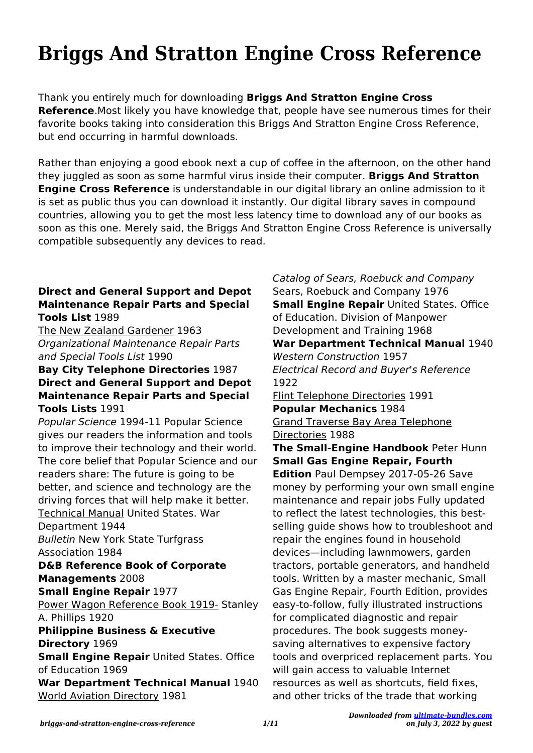# Briggs And Stratton Engine Cross Reference

Thank you entirely much for downloading **Briggs And Stratton Engine Cross Reference**.Most likely you have knowledge that, people have see numerous times for their favorite books taking into consideration this Briggs And Stratton Engine Cross Reference, but end occurring in harmful downloads.

Rather than enjoying a good ebook next a cup of coffee in the afternoon, on the other hand they juggled as soon as some harmful virus inside their computer. **Briggs And Stratton Engine Cross Reference** is understandable in our digital library an online admission to it is set as public thus you can download it instantly. Our digital library saves in compound countries, allowing you to get the most less latency time to download any of our books as soon as this one. Merely said, the Briggs And Stratton Engine Cross Reference is universally compatible subsequently any devices to read.

**Direct and General Support and Depot Maintenance Repair Parts and Special Tools List** 1989

The New Zealand Gardener 1963

*Organizational Maintenance Repair Parts and Special Tools List* 1990

**Bay City Telephone Directories** 1987

**Direct and General Support and Depot Maintenance Repair Parts and Special Tools Lists** 1991

*Popular Science* 1994-11 Popular Science gives our readers the information and tools to improve their technology and their world. The core belief that Popular Science and our readers share: The future is going to be better, and science and technology are the driving forces that will help make it better.

Technical Manual United States. War Department 1944

*Bulletin* New York State Turfgrass Association 1984

**D&B Reference Book of Corporate Managements** 2008

**Small Engine Repair** 1977

Power Wagon Reference Book 1919- Stanley A. Phillips 1920

**Philippine Business & Executive Directory** 1969

**Small Engine Repair** United States. Office of Education 1969

**War Department Technical Manual** 1940

World Aviation Directory 1981

*Catalog of Sears, Roebuck and Company* Sears, Roebuck and Company 1976

**Small Engine Repair** United States. Office of Education. Division of Manpower Development and Training 1968

**War Department Technical Manual** 1940

*Western Construction* 1957

*Electrical Record and Buyer's Reference* 1922

Flint Telephone Directories 1991

**Popular Mechanics** 1984

Grand Traverse Bay Area Telephone Directories 1988

**The Small-Engine Handbook** Peter Hunn

**Small Gas Engine Repair, Fourth Edition** Paul Dempsey 2017-05-26 Save money by performing your own small engine maintenance and repair jobs Fully updated to reflect the latest technologies, this best-selling guide shows how to troubleshoot and repair the engines found in household devices—including lawnmowers, garden tractors, portable generators, and handheld tools. Written by a master mechanic, Small Gas Engine Repair, Fourth Edition, provides easy-to-follow, fully illustrated instructions for complicated diagnostic and repair procedures. The book suggests money-saving alternatives to expensive factory tools and overpriced replacement parts. You will gain access to valuable Internet resources as well as shortcuts, field fixes, and other tricks of the trade that working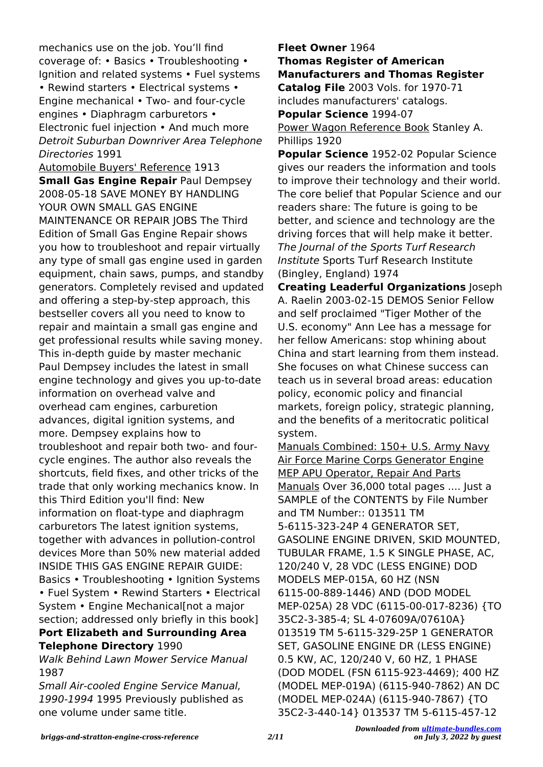mechanics use on the job. You'll find coverage of: • Basics • Troubleshooting • Ignition and related systems • Fuel systems • Rewind starters • Electrical systems • Engine mechanical • Two- and four-cycle engines • Diaphragm carburetors • Electronic fuel injection • And much more

*Detroit Suburban Downriver Area Telephone Directories* 1991

Automobile Buyers' Reference 1913

**Small Gas Engine Repair** Paul Dempsey 2008-05-18 SAVE MONEY BY HANDLING YOUR OWN SMALL GAS ENGINE MAINTENANCE OR REPAIR JOBS The Third Edition of Small Gas Engine Repair shows you how to troubleshoot and repair virtually any type of small gas engine used in garden equipment, chain saws, pumps, and standby generators. Completely revised and updated and offering a step-by-step approach, this bestseller covers all you need to know to repair and maintain a small gas engine and get professional results while saving money. This in-depth guide by master mechanic Paul Dempsey includes the latest in small engine technology and gives you up-to-date information on overhead valve and overhead cam engines, carburetion advances, digital ignition systems, and more. Dempsey explains how to troubleshoot and repair both two- and four-cycle engines. The author also reveals the shortcuts, field fixes, and other tricks of the trade that only working mechanics know. In this Third Edition you'll find: New information on float-type and diaphragm carburetors The latest ignition systems, together with advances in pollution-control devices More than 50% new material added INSIDE THIS GAS ENGINE REPAIR GUIDE: Basics • Troubleshooting • Ignition Systems • Fuel System • Rewind Starters • Electrical System • Engine Mechanical[not a major section; addressed only briefly in this book]

**Port Elizabeth and Surrounding Area Telephone Directory** 1990

*Walk Behind Lawn Mower Service Manual* 1987

*Small Air-cooled Engine Service Manual, 1990-1994* 1995 Previously published as one volume under same title.

**Fleet Owner** 1964

**Thomas Register of American Manufacturers and Thomas Register Catalog File** 2003 Vols. for 1970-71 includes manufacturers' catalogs.

**Popular Science** 1994-07

Power Wagon Reference Book Stanley A. Phillips 1920

**Popular Science** 1952-02 Popular Science gives our readers the information and tools to improve their technology and their world. The core belief that Popular Science and our readers share: The future is going to be better, and science and technology are the driving forces that will help make it better.

*The Journal of the Sports Turf Research Institute* Sports Turf Research Institute (Bingley, England) 1974

**Creating Leaderful Organizations** Joseph A. Raelin 2003-02-15 DEMOS Senior Fellow and self proclaimed "Tiger Mother of the U.S. economy" Ann Lee has a message for her fellow Americans: stop whining about China and start learning from them instead. She focuses on what Chinese success can teach us in several broad areas: education policy, economic policy and financial markets, foreign policy, strategic planning, and the benefits of a meritocratic political system.

Manuals Combined: 150+ U.S. Army Navy Air Force Marine Corps Generator Engine MEP APU Operator, Repair And Parts Manuals Over 36,000 total pages .... Just a SAMPLE of the CONTENTS by File Number and TM Number:: 013511 TM 5-6115-323-24P 4 GENERATOR SET, GASOLINE ENGINE DRIVEN, SKID MOUNTED, TUBULAR FRAME, 1.5 K SINGLE PHASE, AC, 120/240 V, 28 VDC (LESS ENGINE) DOD MODELS MEP-015A, 60 HZ (NSN 6115-00-889-1446) AND (DOD MODEL MEP-025A) 28 VDC (6115-00-017-8236) {TO 35C2-3-385-4; SL 4-07609A/07610A} 013519 TM 5-6115-329-25P 1 GENERATOR SET, GASOLINE ENGINE DR (LESS ENGINE) 0.5 KW, AC, 120/240 V, 60 HZ, 1 PHASE (DOD MODEL (FSN 6115-923-4469); 400 HZ (MODEL MEP-019A) (6115-940-7862) AN DC (MODEL MEP-024A) (6115-940-7867) {TO 35C2-3-440-14} 013537 TM 5-6115-457-12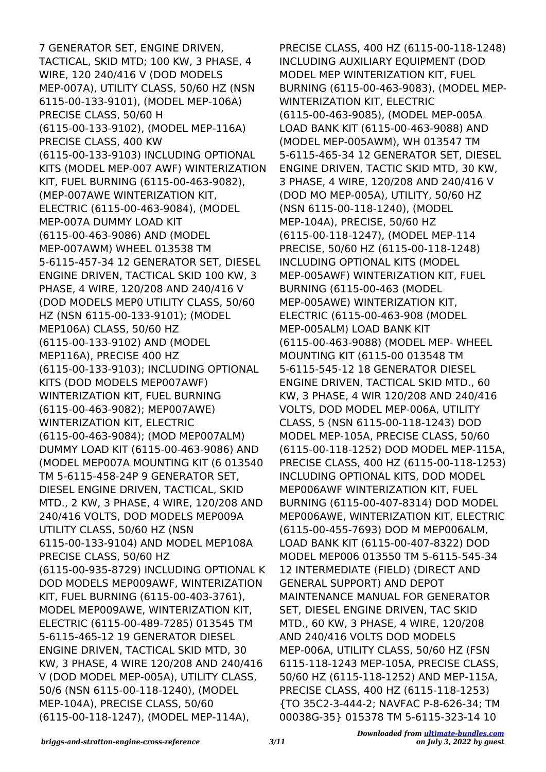7 GENERATOR SET, ENGINE DRIVEN, TACTICAL, SKID MTD; 100 KW, 3 PHASE, 4 WIRE, 120 240/416 V (DOD MODELS MEP-007A), UTILITY CLASS, 50/60 HZ (NSN 6115-00-133-9101), (MODEL MEP-106A) PRECISE CLASS, 50/60 H (6115-00-133-9102), (MODEL MEP-116A) PRECISE CLASS, 400 KW (6115-00-133-9103) INCLUDING OPTIONAL KITS (MODEL MEP-007 AWF) WINTERIZATION KIT, FUEL BURNING (6115-00-463-9082), (MEP-007AWE WINTERIZATION KIT, ELECTRIC (6115-00-463-9084), (MODEL MEP-007A DUMMY LOAD KIT (6115-00-463-9086) AND (MODEL MEP-007AWM) WHEEL 013538 TM 5-6115-457-34 12 GENERATOR SET, DIESEL ENGINE DRIVEN, TACTICAL SKID 100 KW, 3 PHASE, 4 WIRE, 120/208 AND 240/416 V (DOD MODELS MEP0 UTILITY CLASS, 50/60 HZ (NSN 6115-00-133-9101); (MODEL MEP106A) CLASS, 50/60 HZ (6115-00-133-9102) AND (MODEL MEP116A), PRECISE 400 HZ (6115-00-133-9103); INCLUDING OPTIONAL KITS (DOD MODELS MEP007AWF) WINTERIZATION KIT, FUEL BURNING (6115-00-463-9082); MEP007AWE) WINTERIZATION KIT, ELECTRIC (6115-00-463-9084); (MOD MEP007ALM) DUMMY LOAD KIT (6115-00-463-9086) AND (MODEL MEP007A MOUNTING KIT (6 013540 TM 5-6115-458-24P 9 GENERATOR SET, DIESEL ENGINE DRIVEN, TACTICAL, SKID MTD., 2 KW, 3 PHASE, 4 WIRE, 120/208 AND 240/416 VOLTS, DOD MODELS MEP009A UTILITY CLASS, 50/60 HZ (NSN 6115-00-133-9104) AND MODEL MEP108A PRECISE CLASS, 50/60 HZ (6115-00-935-8729) INCLUDING OPTIONAL K DOD MODELS MEP009AWF, WINTERIZATION KIT, FUEL BURNING (6115-00-403-3761), MODEL MEP009AWE, WINTERIZATION KIT, ELECTRIC (6115-00-489-7285) 013545 TM 5-6115-465-12 19 GENERATOR DIESEL ENGINE DRIVEN, TACTICAL SKID MTD, 30 KW, 3 PHASE, 4 WIRE 120/208 AND 240/416 V (DOD MODEL MEP-005A), UTILITY CLASS, 50/6 (NSN 6115-00-118-1240), (MODEL MEP-104A), PRECISE CLASS, 50/60 (6115-00-118-1247), (MODEL MEP-114A), PRECISE CLASS, 400 HZ (6115-00-118-1248) INCLUDING AUXILIARY EQUIPMENT (DOD MODEL MEP WINTERIZATION KIT, FUEL BURNING (6115-00-463-9083), (MODEL MEP-WINTERIZATION KIT, ELECTRIC (6115-00-463-9085), (MODEL MEP-005A LOAD BANK KIT (6115-00-463-9088) AND (MODEL MEP-005AWM), WH 013547 TM 5-6115-465-34 12 GENERATOR SET, DIESEL ENGINE DRIVEN, TACTIC SKID MTD, 30 KW, 3 PHASE, 4 WIRE, 120/208 AND 240/416 V (DOD MO MEP-005A), UTILITY, 50/60 HZ (NSN 6115-00-118-1240), (MODEL MEP-104A), PRECISE, 50/60 HZ (6115-00-118-1247), (MODEL MEP-114 PRECISE, 50/60 HZ (6115-00-118-1248) INCLUDING OPTIONAL KITS (MODEL MEP-005AWF) WINTERIZATION KIT, FUEL BURNING (6115-00-463 (MODEL MEP-005AWE) WINTERIZATION KIT, ELECTRIC (6115-00-463-908 (MODEL MEP-005ALM) LOAD BANK KIT (6115-00-463-9088) (MODEL MEP- WHEEL MOUNTING KIT (6115-00 013548 TM 5-6115-545-12 18 GENERATOR DIESEL ENGINE DRIVEN, TACTICAL SKID MTD., 60 KW, 3 PHASE, 4 WIR 120/208 AND 240/416 VOLTS, DOD MODEL MEP-006A, UTILITY CLASS, 5 (NSN 6115-00-118-1243) DOD MODEL MEP-105A, PRECISE CLASS, 50/60 (6115-00-118-1252) DOD MODEL MEP-115A, PRECISE CLASS, 400 HZ (6115-00-118-1253) INCLUDING OPTIONAL KITS, DOD MODEL MEP006AWF WINTERIZATION KIT, FUEL BURNING (6115-00-407-8314) DOD MODEL MEP006AWE, WINTERIZATION KIT, ELECTRIC (6115-00-455-7693) DOD M MEP006ALM, LOAD BANK KIT (6115-00-407-8322) DOD MODEL MEP006 013550 TM 5-6115-545-34 12 INTERMEDIATE (FIELD) (DIRECT AND GENERAL SUPPORT) AND DEPOT MAINTENANCE MANUAL FOR GENERATOR SET, DIESEL ENGINE DRIVEN, TAC SKID MTD., 60 KW, 3 PHASE, 4 WIRE, 120/208 AND 240/416 VOLTS DOD MODELS MEP-006A, UTILITY CLASS, 50/60 HZ (FSN 6115-118-1243 MEP-105A, PRECISE CLASS, 50/60 HZ (6115-118-1252) AND MEP-115A, PRECISE CLASS, 400 HZ (6115-118-1253) {TO 35C2-3-444-2; NAVFAC P-8-626-34; TM 00038G-35} 015378 TM 5-6115-323-14 10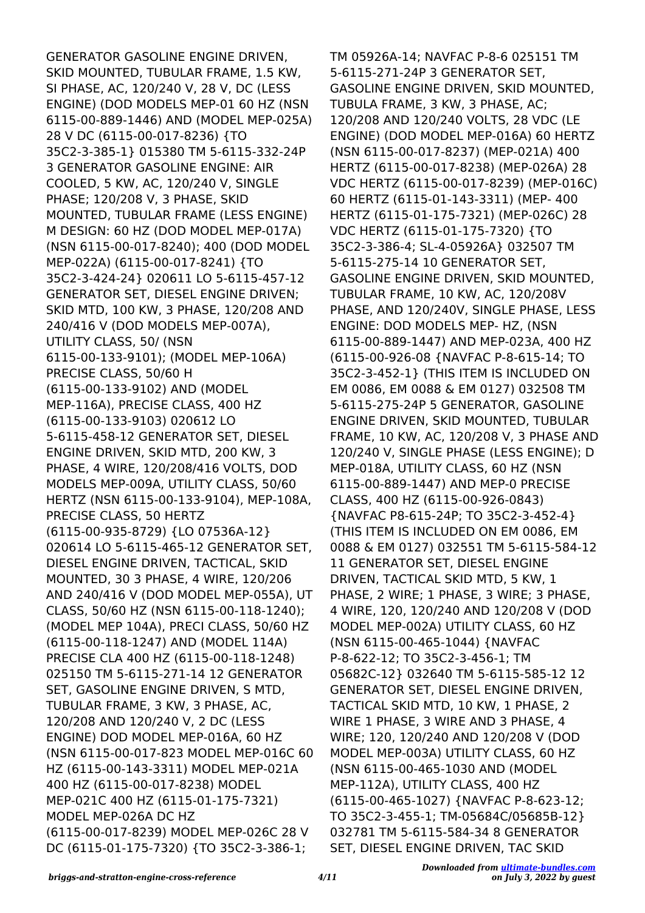GENERATOR GASOLINE ENGINE DRIVEN, SKID MOUNTED, TUBULAR FRAME, 1.5 KW, SI PHASE, AC, 120/240 V, 28 V, DC (LESS ENGINE) (DOD MODELS MEP-01 60 HZ (NSN 6115-00-889-1446) AND (MODEL MEP-025A) 28 V DC (6115-00-017-8236) {TO 35C2-3-385-1} 015380 TM 5-6115-332-24P 3 GENERATOR GASOLINE ENGINE: AIR COOLED, 5 KW, AC, 120/240 V, SINGLE PHASE; 120/208 V, 3 PHASE, SKID MOUNTED, TUBULAR FRAME (LESS ENGINE) M DESIGN: 60 HZ (DOD MODEL MEP-017A) (NSN 6115-00-017-8240); 400 (DOD MODEL MEP-022A) (6115-00-017-8241) {TO 35C2-3-424-24} 020611 LO 5-6115-457-12 GENERATOR SET, DIESEL ENGINE DRIVEN; SKID MTD, 100 KW, 3 PHASE, 120/208 AND 240/416 V (DOD MODELS MEP-007A), UTILITY CLASS, 50/ (NSN 6115-00-133-9101); (MODEL MEP-106A) PRECISE CLASS, 50/60 H (6115-00-133-9102) AND (MODEL MEP-116A), PRECISE CLASS, 400 HZ (6115-00-133-9103) 020612 LO 5-6115-458-12 GENERATOR SET, DIESEL ENGINE DRIVEN, SKID MTD, 200 KW, 3 PHASE, 4 WIRE, 120/208/416 VOLTS, DOD MODELS MEP-009A, UTILITY CLASS, 50/60 HERTZ (NSN 6115-00-133-9104), MEP-108A, PRECISE CLASS, 50 HERTZ (6115-00-935-8729) {LO 07536A-12} 020614 LO 5-6115-465-12 GENERATOR SET, DIESEL ENGINE DRIVEN, TACTICAL, SKID MOUNTED, 30 3 PHASE, 4 WIRE, 120/206 AND 240/416 V (DOD MODEL MEP-055A), UT CLASS, 50/60 HZ (NSN 6115-00-118-1240); (MODEL MEP 104A), PRECI CLASS, 50/60 HZ (6115-00-118-1247) AND (MODEL 114A) PRECISE CLA 400 HZ (6115-00-118-1248) 025150 TM 5-6115-271-14 12 GENERATOR SET, GASOLINE ENGINE DRIVEN, S MTD, TUBULAR FRAME, 3 KW, 3 PHASE, AC, 120/208 AND 120/240 V, 2 DC (LESS ENGINE) DOD MODEL MEP-016A, 60 HZ (NSN 6115-00-017-823 MODEL MEP-016C 60 HZ (6115-00-143-3311) MODEL MEP-021A 400 HZ (6115-00-017-8238) MODEL MEP-021C 400 HZ (6115-01-175-7321) MODEL MEP-026A DC HZ (6115-00-017-8239) MODEL MEP-026C 28 V DC (6115-01-175-7320) {TO 35C2-3-386-1; TM 05926A-14; NAVFAC P-8-6 025151 TM 5-6115-271-24P 3 GENERATOR SET, GASOLINE ENGINE DRIVEN, SKID MOUNTED, TUBULA FRAME, 3 KW, 3 PHASE, AC; 120/208 AND 120/240 VOLTS, 28 VDC (LE ENGINE) (DOD MODEL MEP-016A) 60 HERTZ (NSN 6115-00-017-8237) (MEP-021A) 400 HERTZ (6115-00-017-8238) (MEP-026A) 28 VDC HERTZ (6115-00-017-8239) (MEP-016C) 60 HERTZ (6115-01-143-3311) (MEP- 400 HERTZ (6115-01-175-7321) (MEP-026C) 28 VDC HERTZ (6115-01-175-7320) {TO 35C2-3-386-4; SL-4-05926A} 032507 TM 5-6115-275-14 10 GENERATOR SET, GASOLINE ENGINE DRIVEN, SKID MOUNTED, TUBULAR FRAME, 10 KW, AC, 120/208V PHASE, AND 120/240V, SINGLE PHASE, LESS ENGINE: DOD MODELS MEP- HZ, (NSN 6115-00-889-1447) AND MEP-023A, 400 HZ (6115-00-926-08 {NAVFAC P-8-615-14; TO 35C2-3-452-1} (THIS ITEM IS INCLUDED ON EM 0086, EM 0088 & EM 0127) 032508 TM 5-6115-275-24P 5 GENERATOR, GASOLINE ENGINE DRIVEN, SKID MOUNTED, TUBULAR FRAME, 10 KW, AC, 120/208 V, 3 PHASE AND 120/240 V, SINGLE PHASE (LESS ENGINE); D MEP-018A, UTILITY CLASS, 60 HZ (NSN 6115-00-889-1447) AND MEP-0 PRECISE CLASS, 400 HZ (6115-00-926-0843) {NAVFAC P8-615-24P; TO 35C2-3-452-4} (THIS ITEM IS INCLUDED ON EM 0086, EM 0088 & EM 0127) 032551 TM 5-6115-584-12 11 GENERATOR SET, DIESEL ENGINE DRIVEN, TACTICAL SKID MTD, 5 KW, 1 PHASE, 2 WIRE; 1 PHASE, 3 WIRE; 3 PHASE, 4 WIRE, 120, 120/240 AND 120/208 V (DOD MODEL MEP-002A) UTILITY CLASS, 60 HZ (NSN 6115-00-465-1044) {NAVFAC P-8-622-12; TO 35C2-3-456-1; TM 05682C-12} 032640 TM 5-6115-585-12 12 GENERATOR SET, DIESEL ENGINE DRIVEN, TACTICAL SKID MTD, 10 KW, 1 PHASE, 2 WIRE 1 PHASE, 3 WIRE AND 3 PHASE, 4 WIRE; 120, 120/240 AND 120/208 V (DOD MODEL MEP-003A) UTILITY CLASS, 60 HZ (NSN 6115-00-465-1030 AND (MODEL MEP-112A), UTILITY CLASS, 400 HZ (6115-00-465-1027) {NAVFAC P-8-623-12; TO 35C2-3-455-1; TM-05684C/05685B-12} 032781 TM 5-6115-584-34 8 GENERATOR SET, DIESEL ENGINE DRIVEN, TAC SKID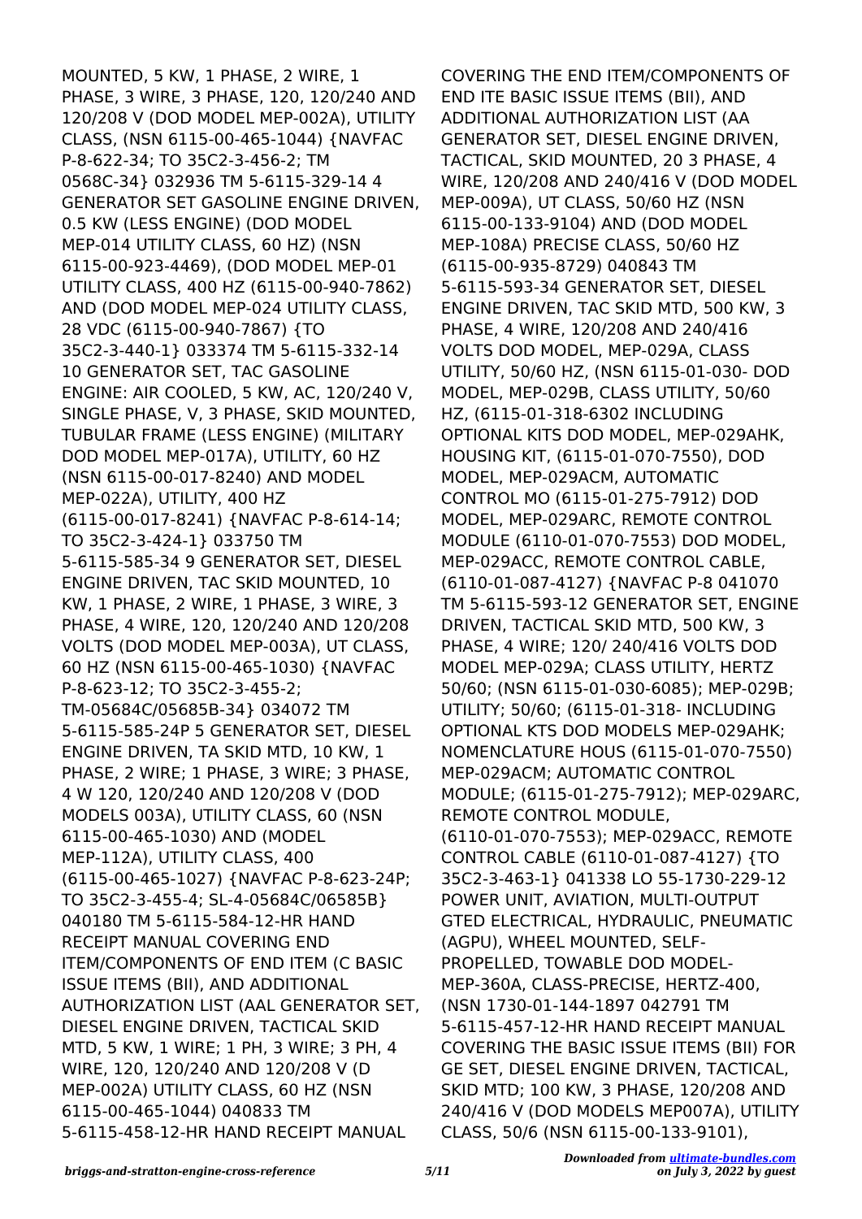MOUNTED, 5 KW, 1 PHASE, 2 WIRE, 1 PHASE, 3 WIRE, 3 PHASE, 120, 120/240 AND 120/208 V (DOD MODEL MEP-002A), UTILITY CLASS, (NSN 6115-00-465-1044) {NAVFAC P-8-622-34; TO 35C2-3-456-2; TM 0568C-34} 032936 TM 5-6115-329-14 4 GENERATOR SET GASOLINE ENGINE DRIVEN, 0.5 KW (LESS ENGINE) (DOD MODEL MEP-014 UTILITY CLASS, 60 HZ) (NSN 6115-00-923-4469), (DOD MODEL MEP-01 UTILITY CLASS, 400 HZ (6115-00-940-7862) AND (DOD MODEL MEP-024 UTILITY CLASS, 28 VDC (6115-00-940-7867) {TO 35C2-3-440-1} 033374 TM 5-6115-332-14 10 GENERATOR SET, TAC GASOLINE ENGINE: AIR COOLED, 5 KW, AC, 120/240 V, SINGLE PHASE, V, 3 PHASE, SKID MOUNTED, TUBULAR FRAME (LESS ENGINE) (MILITARY DOD MODEL MEP-017A), UTILITY, 60 HZ (NSN 6115-00-017-8240) AND MODEL MEP-022A), UTILITY, 400 HZ (6115-00-017-8241) {NAVFAC P-8-614-14; TO 35C2-3-424-1} 033750 TM 5-6115-585-34 9 GENERATOR SET, DIESEL ENGINE DRIVEN, TAC SKID MOUNTED, 10 KW, 1 PHASE, 2 WIRE, 1 PHASE, 3 WIRE, 3 PHASE, 4 WIRE, 120, 120/240 AND 120/208 VOLTS (DOD MODEL MEP-003A), UT CLASS, 60 HZ (NSN 6115-00-465-1030) {NAVFAC P-8-623-12; TO 35C2-3-455-2; TM-05684C/05685B-34} 034072 TM 5-6115-585-24P 5 GENERATOR SET, DIESEL ENGINE DRIVEN, TA SKID MTD, 10 KW, 1 PHASE, 2 WIRE; 1 PHASE, 3 WIRE; 3 PHASE, 4 W 120, 120/240 AND 120/208 V (DOD MODELS 003A), UTILITY CLASS, 60 (NSN 6115-00-465-1030) AND (MODEL MEP-112A), UTILITY CLASS, 400 (6115-00-465-1027) {NAVFAC P-8-623-24P; TO 35C2-3-455-4; SL-4-05684C/06585B} 040180 TM 5-6115-584-12-HR HAND RECEIPT MANUAL COVERING END ITEM/COMPONENTS OF END ITEM (C BASIC ISSUE ITEMS (BII), AND ADDITIONAL AUTHORIZATION LIST (AAL GENERATOR SET, DIESEL ENGINE DRIVEN, TACTICAL SKID MTD, 5 KW, 1 WIRE; 1 PH, 3 WIRE; 3 PH, 4 WIRE, 120, 120/240 AND 120/208 V (D MEP-002A) UTILITY CLASS, 60 HZ (NSN 6115-00-465-1044) 040833 TM 5-6115-458-12-HR HAND RECEIPT MANUAL COVERING THE END ITEM/COMPONENTS OF END ITE BASIC ISSUE ITEMS (BII), AND ADDITIONAL AUTHORIZATION LIST (AA GENERATOR SET, DIESEL ENGINE DRIVEN, TACTICAL, SKID MOUNTED, 20 3 PHASE, 4 WIRE, 120/208 AND 240/416 V (DOD MODEL MEP-009A), UT CLASS, 50/60 HZ (NSN 6115-00-133-9104) AND (DOD MODEL MEP-108A) PRECISE CLASS, 50/60 HZ (6115-00-935-8729) 040843 TM 5-6115-593-34 GENERATOR SET, DIESEL ENGINE DRIVEN, TAC SKID MTD, 500 KW, 3 PHASE, 4 WIRE, 120/208 AND 240/416 VOLTS DOD MODEL, MEP-029A, CLASS UTILITY, 50/60 HZ, (NSN 6115-01-030- DOD MODEL, MEP-029B, CLASS UTILITY, 50/60 HZ, (6115-01-318-6302 INCLUDING OPTIONAL KITS DOD MODEL, MEP-029AHK, HOUSING KIT, (6115-01-070-7550), DOD MODEL, MEP-029ACM, AUTOMATIC CONTROL MO (6115-01-275-7912) DOD MODEL, MEP-029ARC, REMOTE CONTROL MODULE (6110-01-070-7553) DOD MODEL, MEP-029ACC, REMOTE CONTROL CABLE, (6110-01-087-4127) {NAVFAC P-8 041070 TM 5-6115-593-12 GENERATOR SET, ENGINE DRIVEN, TACTICAL SKID MTD, 500 KW, 3 PHASE, 4 WIRE; 120/ 240/416 VOLTS DOD MODEL MEP-029A; CLASS UTILITY, HERTZ 50/60; (NSN 6115-01-030-6085); MEP-029B; UTILITY; 50/60; (6115-01-318- INCLUDING OPTIONAL KTS DOD MODELS MEP-029AHK; NOMENCLATURE HOUS (6115-01-070-7550) MEP-029ACM; AUTOMATIC CONTROL MODULE; (6115-01-275-7912); MEP-029ARC, REMOTE CONTROL MODULE, (6110-01-070-7553); MEP-029ACC, REMOTE CONTROL CABLE (6110-01-087-4127) {TO 35C2-3-463-1} 041338 LO 55-1730-229-12 POWER UNIT, AVIATION, MULTI-OUTPUT GTED ELECTRICAL, HYDRAULIC, PNEUMATIC (AGPU), WHEEL MOUNTED, SELF-PROPELLED, TOWABLE DOD MODEL-MEP-360A, CLASS-PRECISE, HERTZ-400, (NSN 1730-01-144-1897 042791 TM 5-6115-457-12-HR HAND RECEIPT MANUAL COVERING THE BASIC ISSUE ITEMS (BII) FOR GE SET, DIESEL ENGINE DRIVEN, TACTICAL, SKID MTD; 100 KW, 3 PHASE, 120/208 AND 240/416 V (DOD MODELS MEP007A), UTILITY CLASS, 50/6 (NSN 6115-00-133-9101),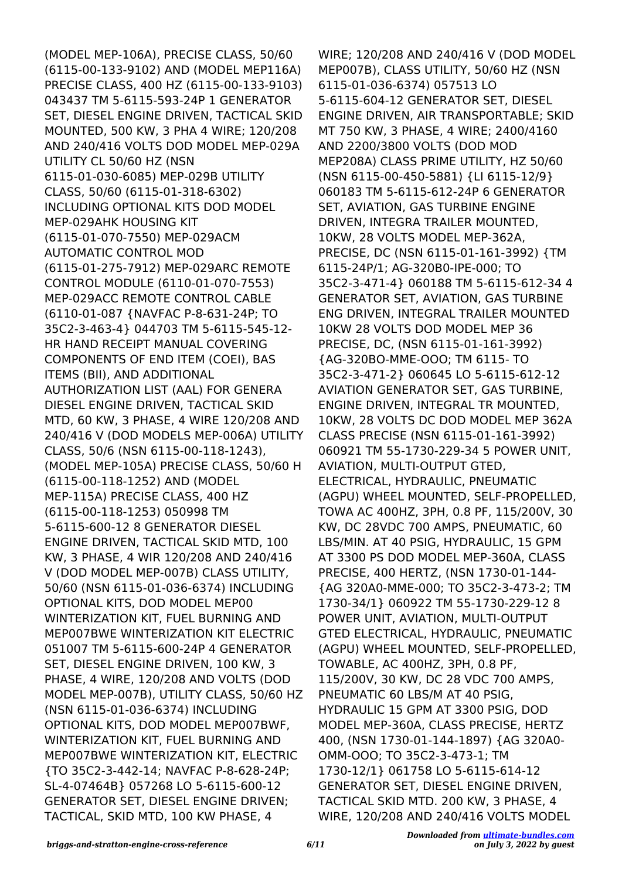(MODEL MEP-106A), PRECISE CLASS, 50/60 (6115-00-133-9102) AND (MODEL MEP116A) PRECISE CLASS, 400 HZ (6115-00-133-9103) 043437 TM 5-6115-593-24P 1 GENERATOR SET, DIESEL ENGINE DRIVEN, TACTICAL SKID MOUNTED, 500 KW, 3 PHA 4 WIRE; 120/208 AND 240/416 VOLTS DOD MODEL MEP-029A UTILITY CL 50/60 HZ (NSN 6115-01-030-6085) MEP-029B UTILITY CLASS, 50/60 (6115-01-318-6302) INCLUDING OPTIONAL KITS DOD MODEL MEP-029AHK HOUSING KIT (6115-01-070-7550) MEP-029ACM AUTOMATIC CONTROL MOD (6115-01-275-7912) MEP-029ARC REMOTE CONTROL MODULE (6110-01-070-7553) MEP-029ACC REMOTE CONTROL CABLE (6110-01-087 {NAVFAC P-8-631-24P; TO 35C2-3-463-4} 044703 TM 5-6115-545-12-HR HAND RECEIPT MANUAL COVERING COMPONENTS OF END ITEM (COEI), BAS ITEMS (BII), AND ADDITIONAL AUTHORIZATION LIST (AAL) FOR GENERA DIESEL ENGINE DRIVEN, TACTICAL SKID MTD, 60 KW, 3 PHASE, 4 WIRE 120/208 AND 240/416 V (DOD MODELS MEP-006A) UTILITY CLASS, 50/6 (NSN 6115-00-118-1243), (MODEL MEP-105A) PRECISE CLASS, 50/60 H (6115-00-118-1252) AND (MODEL MEP-115A) PRECISE CLASS, 400 HZ (6115-00-118-1253) 050998 TM 5-6115-600-12 8 GENERATOR DIESEL ENGINE DRIVEN, TACTICAL SKID MTD, 100 KW, 3 PHASE, 4 WIR 120/208 AND 240/416 V (DOD MODEL MEP-007B) CLASS UTILITY, 50/60 (NSN 6115-01-036-6374) INCLUDING OPTIONAL KITS, DOD MODEL MEP00 WINTERIZATION KIT, FUEL BURNING AND MEP007BWE WINTERIZATION KIT ELECTRIC 051007 TM 5-6115-600-24P 4 GENERATOR SET, DIESEL ENGINE DRIVEN, 100 KW, 3 PHASE, 4 WIRE, 120/208 AND VOLTS (DOD MODEL MEP-007B), UTILITY CLASS, 50/60 HZ (NSN 6115-01-036-6374) INCLUDING OPTIONAL KITS, DOD MODEL MEP007BWF, WINTERIZATION KIT, FUEL BURNING AND MEP007BWE WINTERIZATION KIT, ELECTRIC {TO 35C2-3-442-14; NAVFAC P-8-628-24P; SL-4-07464B} 057268 LO 5-6115-600-12 GENERATOR SET, DIESEL ENGINE DRIVEN; TACTICAL, SKID MTD, 100 KW PHASE, 4 WIRE; 120/208 AND 240/416 V (DOD MODEL MEP007B), CLASS UTILITY, 50/60 HZ (NSN 6115-01-036-6374) 057513 LO 5-6115-604-12 GENERATOR SET, DIESEL ENGINE DRIVEN, AIR TRANSPORTABLE; SKID MT 750 KW, 3 PHASE, 4 WIRE; 2400/4160 AND 2200/3800 VOLTS (DOD MOD MEP208A) CLASS PRIME UTILITY, HZ 50/60 (NSN 6115-00-450-5881) {LI 6115-12/9} 060183 TM 5-6115-612-24P 6 GENERATOR SET, AVIATION, GAS TURBINE ENGINE DRIVEN, INTEGRA TRAILER MOUNTED, 10KW, 28 VOLTS MODEL MEP-362A, PRECISE, DC (NSN 6115-01-161-3992) {TM 6115-24P/1; AG-320B0-IPE-000; TO 35C2-3-471-4} 060188 TM 5-6115-612-34 4 GENERATOR SET, AVIATION, GAS TURBINE ENG DRIVEN, INTEGRAL TRAILER MOUNTED 10KW 28 VOLTS DOD MODEL MEP 36 PRECISE, DC, (NSN 6115-01-161-3992) {AG-320BO-MME-OOO; TM 6115- TO 35C2-3-471-2} 060645 LO 5-6115-612-12 AVIATION GENERATOR SET, GAS TURBINE, ENGINE DRIVEN, INTEGRAL TR MOUNTED, 10KW, 28 VOLTS DC DOD MODEL MEP 362A CLASS PRECISE (NSN 6115-01-161-3992) 060921 TM 55-1730-229-34 5 POWER UNIT, AVIATION, MULTI-OUTPUT GTED, ELECTRICAL, HYDRAULIC, PNEUMATIC (AGPU) WHEEL MOUNTED, SELF-PROPELLED, TOWA AC 400HZ, 3PH, 0.8 PF, 115/200V, 30 KW, DC 28VDC 700 AMPS, PNEUMATIC, 60 LBS/MIN. AT 40 PSIG, HYDRAULIC, 15 GPM AT 3300 PS DOD MODEL MEP-360A, CLASS PRECISE, 400 HERTZ, (NSN 1730-01-144- {AG 320A0-MME-000; TO 35C2-3-473-2; TM 1730-34/1} 060922 TM 55-1730-229-12 8 POWER UNIT, AVIATION, MULTI-OUTPUT GTED ELECTRICAL, HYDRAULIC, PNEUMATIC (AGPU) WHEEL MOUNTED, SELF-PROPELLED, TOWABLE, AC 400HZ, 3PH, 0.8 PF, 115/200V, 30 KW, DC 28 VDC 700 AMPS, PNEUMATIC 60 LBS/M AT 40 PSIG, HYDRAULIC 15 GPM AT 3300 PSIG, DOD MODEL MEP-360A, CLASS PRECISE, HERTZ 400, (NSN 1730-01-144-1897) {AG 320A0-OMM-OOO; TO 35C2-3-473-1; TM 1730-12/1} 061758 LO 5-6115-614-12 GENERATOR SET, DIESEL ENGINE DRIVEN, TACTICAL SKID MTD. 200 KW, 3 PHASE, 4 WIRE, 120/208 AND 240/416 VOLTS MODEL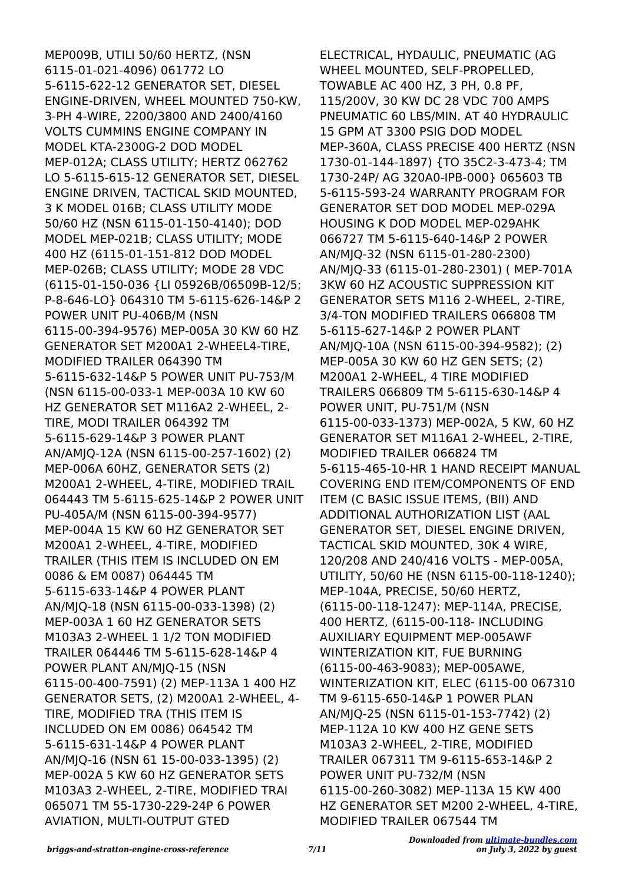MEP009B, UTILI 50/60 HERTZ, (NSN 6115-01-021-4096) 061772 LO 5-6115-622-12 GENERATOR SET, DIESEL ENGINE-DRIVEN, WHEEL MOUNTED 750-KW, 3-PH 4-WIRE, 2200/3800 AND 2400/4160 VOLTS CUMMINS ENGINE COMPANY IN MODEL KTA-2300G-2 DOD MODEL MEP-012A; CLASS UTILITY; HERTZ 062762 LO 5-6115-615-12 GENERATOR SET, DIESEL ENGINE DRIVEN, TACTICAL SKID MOUNTED, 3 K MODEL 016B; CLASS UTILITY MODE 50/60 HZ (NSN 6115-01-150-4140); DOD MODEL MEP-021B; CLASS UTILITY; MODE 400 HZ (6115-01-151-812 DOD MODEL MEP-026B; CLASS UTILITY; MODE 28 VDC (6115-01-150-036 {LI 05926B/06509B-12/5; P-8-646-LO} 064310 TM 5-6115-626-14&P 2 POWER UNIT PU-406B/M (NSN 6115-00-394-9576) MEP-005A 30 KW 60 HZ GENERATOR SET M200A1 2-WHEEL4-TIRE, MODIFIED TRAILER 064390 TM 5-6115-632-14&P 5 POWER UNIT PU-753/M (NSN 6115-00-033-1 MEP-003A 10 KW 60 HZ GENERATOR SET M116A2 2-WHEEL, 2-TIRE, MODI TRAILER 064392 TM 5-6115-629-14&P 3 POWER PLANT AN/AMJQ-12A (NSN 6115-00-257-1602) (2) MEP-006A 60HZ, GENERATOR SETS (2) M200A1 2-WHEEL, 4-TIRE, MODIFIED TRAIL 064443 TM 5-6115-625-14&P 2 POWER UNIT PU-405A/M (NSN 6115-00-394-9577) MEP-004A 15 KW 60 HZ GENERATOR SET M200A1 2-WHEEL, 4-TIRE, MODIFIED TRAILER (THIS ITEM IS INCLUDED ON EM 0086 & EM 0087) 064445 TM 5-6115-633-14&P 4 POWER PLANT AN/MJQ-18 (NSN 6115-00-033-1398) (2) MEP-003A 1 60 HZ GENERATOR SETS M103A3 2-WHEEL 1 1/2 TON MODIFIED TRAILER 064446 TM 5-6115-628-14&P 4 POWER PLANT AN/MJQ-15 (NSN 6115-00-400-7591) (2) MEP-113A 1 400 HZ GENERATOR SETS, (2) M200A1 2-WHEEL, 4-TIRE, MODIFIED TRA (THIS ITEM IS INCLUDED ON EM 0086) 064542 TM 5-6115-631-14&P 4 POWER PLANT AN/MJQ-16 (NSN 61 15-00-033-1395) (2) MEP-002A 5 KW 60 HZ GENERATOR SETS M103A3 2-WHEEL, 2-TIRE, MODIFIED TRAI 065071 TM 55-1730-229-24P 6 POWER AVIATION, MULTI-OUTPUT GTED ELECTRICAL, HYDAULIC, PNEUMATIC (AG WHEEL MOUNTED, SELF-PROPELLED, TOWABLE AC 400 HZ, 3 PH, 0.8 PF, 115/200V, 30 KW DC 28 VDC 700 AMPS PNEUMATIC 60 LBS/MIN. AT 40 HYDRAULIC 15 GPM AT 3300 PSIG DOD MODEL MEP-360A, CLASS PRECISE 400 HERTZ (NSN 1730-01-144-1897) {TO 35C2-3-473-4; TM 1730-24P/ AG 320A0-IPB-000} 065603 TB 5-6115-593-24 WARRANTY PROGRAM FOR GENERATOR SET DOD MODEL MEP-029A HOUSING K DOD MODEL MEP-029AHK 066727 TM 5-6115-640-14&P 2 POWER AN/MJQ-32 (NSN 6115-01-280-2300) AN/MJQ-33 (6115-01-280-2301) ( MEP-701A 3KW 60 HZ ACOUSTIC SUPPRESSION KIT GENERATOR SETS M116 2-WHEEL, 2-TIRE, 3/4-TON MODIFIED TRAILERS 066808 TM 5-6115-627-14&P 2 POWER PLANT AN/MJQ-10A (NSN 6115-00-394-9582); (2) MEP-005A 30 KW 60 HZ GEN SETS; (2) M200A1 2-WHEEL, 4 TIRE MODIFIED TRAILERS 066809 TM 5-6115-630-14&P 4 POWER UNIT, PU-751/M (NSN 6115-00-033-1373) MEP-002A, 5 KW, 60 HZ GENERATOR SET M116A1 2-WHEEL, 2-TIRE, MODIFIED TRAILER 066824 TM 5-6115-465-10-HR 1 HAND RECEIPT MANUAL COVERING END ITEM/COMPONENTS OF END ITEM (C BASIC ISSUE ITEMS, (BII) AND ADDITIONAL AUTHORIZATION LIST (AAL GENERATOR SET, DIESEL ENGINE DRIVEN, TACTICAL SKID MOUNTED, 30K 4 WIRE, 120/208 AND 240/416 VOLTS - MEP-005A, UTILITY, 50/60 HE (NSN 6115-00-118-1240); MEP-104A, PRECISE, 50/60 HERTZ, (6115-00-118-1247): MEP-114A, PRECISE, 400 HERTZ, (6115-00-118- INCLUDING AUXILIARY EQUIPMENT MEP-005AWF WINTERIZATION KIT, FUE BURNING (6115-00-463-9083); MEP-005AWE, WINTERIZATION KIT, ELEC (6115-00 067310 TM 9-6115-650-14&P 1 POWER PLAN AN/MJQ-25 (NSN 6115-01-153-7742) (2) MEP-112A 10 KW 400 HZ GENE SETS M103A3 2-WHEEL, 2-TIRE, MODIFIED TRAILER 067311 TM 9-6115-653-14&P 2 POWER UNIT PU-732/M (NSN 6115-00-260-3082) MEP-113A 15 KW 400 HZ GENERATOR SET M200 2-WHEEL, 4-TIRE, MODIFIED TRAILER 067544 TM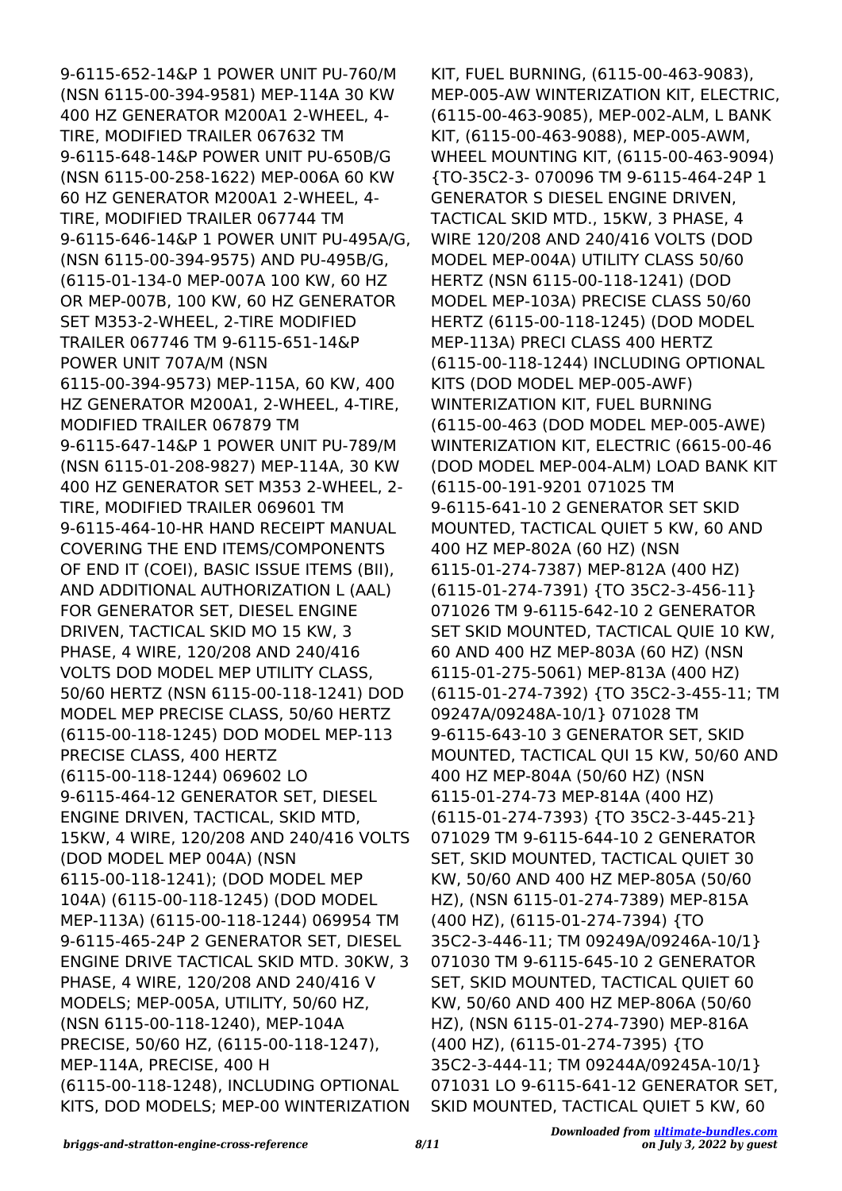9-6115-652-14&P 1 POWER UNIT PU-760/M (NSN 6115-00-394-9581) MEP-114A 30 KW 400 HZ GENERATOR M200A1 2-WHEEL, 4-TIRE, MODIFIED TRAILER 067632 TM 9-6115-648-14&P POWER UNIT PU-650B/G (NSN 6115-00-258-1622) MEP-006A 60 KW 60 HZ GENERATOR M200A1 2-WHEEL, 4-TIRE, MODIFIED TRAILER 067744 TM 9-6115-646-14&P 1 POWER UNIT PU-495A/G, (NSN 6115-00-394-9575) AND PU-495B/G, (6115-01-134-0 MEP-007A 100 KW, 60 HZ OR MEP-007B, 100 KW, 60 HZ GENERATOR SET M353-2-WHEEL, 2-TIRE MODIFIED TRAILER 067746 TM 9-6115-651-14&P POWER UNIT 707A/M (NSN 6115-00-394-9573) MEP-115A, 60 KW, 400 HZ GENERATOR M200A1, 2-WHEEL, 4-TIRE, MODIFIED TRAILER 067879 TM 9-6115-647-14&P 1 POWER UNIT PU-789/M (NSN 6115-01-208-9827) MEP-114A, 30 KW 400 HZ GENERATOR SET M353 2-WHEEL, 2-TIRE, MODIFIED TRAILER 069601 TM 9-6115-464-10-HR HAND RECEIPT MANUAL COVERING THE END ITEMS/COMPONENTS OF END IT (COEI), BASIC ISSUE ITEMS (BII), AND ADDITIONAL AUTHORIZATION L (AAL) FOR GENERATOR SET, DIESEL ENGINE DRIVEN, TACTICAL SKID MO 15 KW, 3 PHASE, 4 WIRE, 120/208 AND 240/416 VOLTS DOD MODEL MEP UTILITY CLASS, 50/60 HERTZ (NSN 6115-00-118-1241) DOD MODEL MEP PRECISE CLASS, 50/60 HERTZ (6115-00-118-1245) DOD MODEL MEP-113 PRECISE CLASS, 400 HERTZ (6115-00-118-1244) 069602 LO 9-6115-464-12 GENERATOR SET, DIESEL ENGINE DRIVEN, TACTICAL, SKID MTD, 15KW, 4 WIRE, 120/208 AND 240/416 VOLTS (DOD MODEL MEP 004A) (NSN 6115-00-118-1241); (DOD MODEL MEP 104A) (6115-00-118-1245) (DOD MODEL MEP-113A) (6115-00-118-1244) 069954 TM 9-6115-465-24P 2 GENERATOR SET, DIESEL ENGINE DRIVE TACTICAL SKID MTD. 30KW, 3 PHASE, 4 WIRE, 120/208 AND 240/416 V MODELS; MEP-005A, UTILITY, 50/60 HZ, (NSN 6115-00-118-1240), MEP-104A PRECISE, 50/60 HZ, (6115-00-118-1247), MEP-114A, PRECISE, 400 H (6115-00-118-1248), INCLUDING OPTIONAL KITS, DOD MODELS; MEP-00 WINTERIZATION KIT, FUEL BURNING, (6115-00-463-9083), MEP-005-AW WINTERIZATION KIT, ELECTRIC, (6115-00-463-9085), MEP-002-ALM, L BANK KIT, (6115-00-463-9088), MEP-005-AWM, WHEEL MOUNTING KIT, (6115-00-463-9094) {TO-35C2-3- 070096 TM 9-6115-464-24P 1 GENERATOR S DIESEL ENGINE DRIVEN, TACTICAL SKID MTD., 15KW, 3 PHASE, 4 WIRE 120/208 AND 240/416 VOLTS (DOD MODEL MEP-004A) UTILITY CLASS 50/60 HERTZ (NSN 6115-00-118-1241) (DOD MODEL MEP-103A) PRECISE CLASS 50/60 HERTZ (6115-00-118-1245) (DOD MODEL MEP-113A) PRECI CLASS 400 HERTZ (6115-00-118-1244) INCLUDING OPTIONAL KITS (DOD MODEL MEP-005-AWF) WINTERIZATION KIT, FUEL BURNING (6115-00-463 (DOD MODEL MEP-005-AWE) WINTERIZATION KIT, ELECTRIC (6615-00-46 (DOD MODEL MEP-004-ALM) LOAD BANK KIT (6115-00-191-9201 071025 TM 9-6115-641-10 2 GENERATOR SET SKID MOUNTED, TACTICAL QUIET 5 KW, 60 AND 400 HZ MEP-802A (60 HZ) (NSN 6115-01-274-7387) MEP-812A (400 HZ) (6115-01-274-7391) {TO 35C2-3-456-11} 071026 TM 9-6115-642-10 2 GENERATOR SET SKID MOUNTED, TACTICAL QUIE 10 KW, 60 AND 400 HZ MEP-803A (60 HZ) (NSN 6115-01-275-5061) MEP-813A (400 HZ) (6115-01-274-7392) {TO 35C2-3-455-11; TM 09247A/09248A-10/1} 071028 TM 9-6115-643-10 3 GENERATOR SET, SKID MOUNTED, TACTICAL QUI 15 KW, 50/60 AND 400 HZ MEP-804A (50/60 HZ) (NSN 6115-01-274-73 MEP-814A (400 HZ) (6115-01-274-7393) {TO 35C2-3-445-21} 071029 TM 9-6115-644-10 2 GENERATOR SET, SKID MOUNTED, TACTICAL QUIET 30 KW, 50/60 AND 400 HZ MEP-805A (50/60 HZ), (NSN 6115-01-274-7389) MEP-815A (400 HZ), (6115-01-274-7394) {TO 35C2-3-446-11; TM 09249A/09246A-10/1} 071030 TM 9-6115-645-10 2 GENERATOR SET, SKID MOUNTED, TACTICAL QUIET 60 KW, 50/60 AND 400 HZ MEP-806A (50/60 HZ), (NSN 6115-01-274-7390) MEP-816A (400 HZ), (6115-01-274-7395) {TO 35C2-3-444-11; TM 09244A/09245A-10/1} 071031 LO 9-6115-641-12 GENERATOR SET, SKID MOUNTED, TACTICAL QUIET 5 KW, 60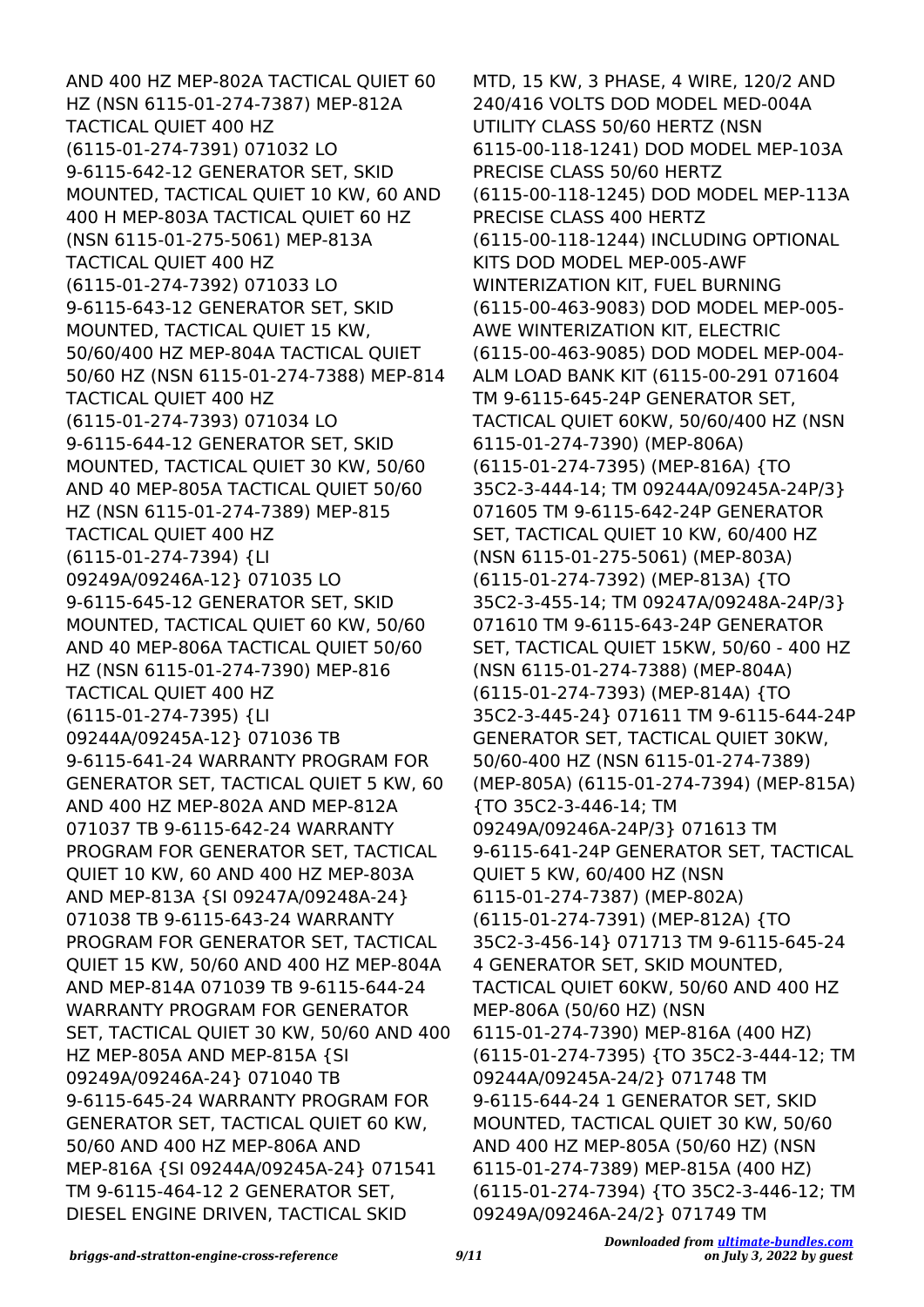AND 400 HZ MEP-802A TACTICAL QUIET 60 HZ (NSN 6115-01-274-7387) MEP-812A TACTICAL QUIET 400 HZ (6115-01-274-7391) 071032 LO 9-6115-642-12 GENERATOR SET, SKID MOUNTED, TACTICAL QUIET 10 KW, 60 AND 400 H MEP-803A TACTICAL QUIET 60 HZ (NSN 6115-01-275-5061) MEP-813A TACTICAL QUIET 400 HZ (6115-01-274-7392) 071033 LO 9-6115-643-12 GENERATOR SET, SKID MOUNTED, TACTICAL QUIET 15 KW, 50/60/400 HZ MEP-804A TACTICAL QUIET 50/60 HZ (NSN 6115-01-274-7388) MEP-814 TACTICAL QUIET 400 HZ (6115-01-274-7393) 071034 LO 9-6115-644-12 GENERATOR SET, SKID MOUNTED, TACTICAL QUIET 30 KW, 50/60 AND 40 MEP-805A TACTICAL QUIET 50/60 HZ (NSN 6115-01-274-7389) MEP-815 TACTICAL QUIET 400 HZ (6115-01-274-7394) {LI 09249A/09246A-12} 071035 LO 9-6115-645-12 GENERATOR SET, SKID MOUNTED, TACTICAL QUIET 60 KW, 50/60 AND 40 MEP-806A TACTICAL QUIET 50/60 HZ (NSN 6115-01-274-7390) MEP-816 TACTICAL QUIET 400 HZ (6115-01-274-7395) {LI 09244A/09245A-12} 071036 TB 9-6115-641-24 WARRANTY PROGRAM FOR GENERATOR SET, TACTICAL QUIET 5 KW, 60 AND 400 HZ MEP-802A AND MEP-812A 071037 TB 9-6115-642-24 WARRANTY PROGRAM FOR GENERATOR SET, TACTICAL QUIET 10 KW, 60 AND 400 HZ MEP-803A AND MEP-813A {SI 09247A/09248A-24} 071038 TB 9-6115-643-24 WARRANTY PROGRAM FOR GENERATOR SET, TACTICAL QUIET 15 KW, 50/60 AND 400 HZ MEP-804A AND MEP-814A 071039 TB 9-6115-644-24 WARRANTY PROGRAM FOR GENERATOR SET, TACTICAL QUIET 30 KW, 50/60 AND 400 HZ MEP-805A AND MEP-815A {SI 09249A/09246A-24} 071040 TB 9-6115-645-24 WARRANTY PROGRAM FOR GENERATOR SET, TACTICAL QUIET 60 KW, 50/60 AND 400 HZ MEP-806A AND MEP-816A {SI 09244A/09245A-24} 071541 TM 9-6115-464-12 2 GENERATOR SET, DIESEL ENGINE DRIVEN, TACTICAL SKID MTD, 15 KW, 3 PHASE, 4 WIRE, 120/2 AND 240/416 VOLTS DOD MODEL MED-004A UTILITY CLASS 50/60 HERTZ (NSN 6115-00-118-1241) DOD MODEL MEP-103A PRECISE CLASS 50/60 HERTZ (6115-00-118-1245) DOD MODEL MEP-113A PRECISE CLASS 400 HERTZ (6115-00-118-1244) INCLUDING OPTIONAL KITS DOD MODEL MEP-005-AWF WINTERIZATION KIT, FUEL BURNING (6115-00-463-9083) DOD MODEL MEP-005-AWE WINTERIZATION KIT, ELECTRIC (6115-00-463-9085) DOD MODEL MEP-004-ALM LOAD BANK KIT (6115-00-291 071604 TM 9-6115-645-24P GENERATOR SET, TACTICAL QUIET 60KW, 50/60/400 HZ (NSN 6115-01-274-7390) (MEP-806A) (6115-01-274-7395) (MEP-816A) {TO 35C2-3-444-14; TM 09244A/09245A-24P/3} 071605 TM 9-6115-642-24P GENERATOR SET, TACTICAL QUIET 10 KW, 60/400 HZ (NSN 6115-01-275-5061) (MEP-803A) (6115-01-274-7392) (MEP-813A) {TO 35C2-3-455-14; TM 09247A/09248A-24P/3} 071610 TM 9-6115-643-24P GENERATOR SET, TACTICAL QUIET 15KW, 50/60 - 400 HZ (NSN 6115-01-274-7388) (MEP-804A) (6115-01-274-7393) (MEP-814A) {TO 35C2-3-445-24} 071611 TM 9-6115-644-24P GENERATOR SET, TACTICAL QUIET 30KW, 50/60-400 HZ (NSN 6115-01-274-7389) (MEP-805A) (6115-01-274-7394) (MEP-815A) {TO 35C2-3-446-14; TM 09249A/09246A-24P/3} 071613 TM 9-6115-641-24P GENERATOR SET, TACTICAL QUIET 5 KW, 60/400 HZ (NSN 6115-01-274-7387) (MEP-802A) (6115-01-274-7391) (MEP-812A) {TO 35C2-3-456-14} 071713 TM 9-6115-645-24 4 GENERATOR SET, SKID MOUNTED, TACTICAL QUIET 60KW, 50/60 AND 400 HZ MEP-806A (50/60 HZ) (NSN 6115-01-274-7390) MEP-816A (400 HZ) (6115-01-274-7395) {TO 35C2-3-444-12; TM 09244A/09245A-24/2} 071748 TM 9-6115-644-24 1 GENERATOR SET, SKID MOUNTED, TACTICAL QUIET 30 KW, 50/60 AND 400 HZ MEP-805A (50/60 HZ) (NSN 6115-01-274-7389) MEP-815A (400 HZ) (6115-01-274-7394) {TO 35C2-3-446-12; TM 09249A/09246A-24/2} 071749 TM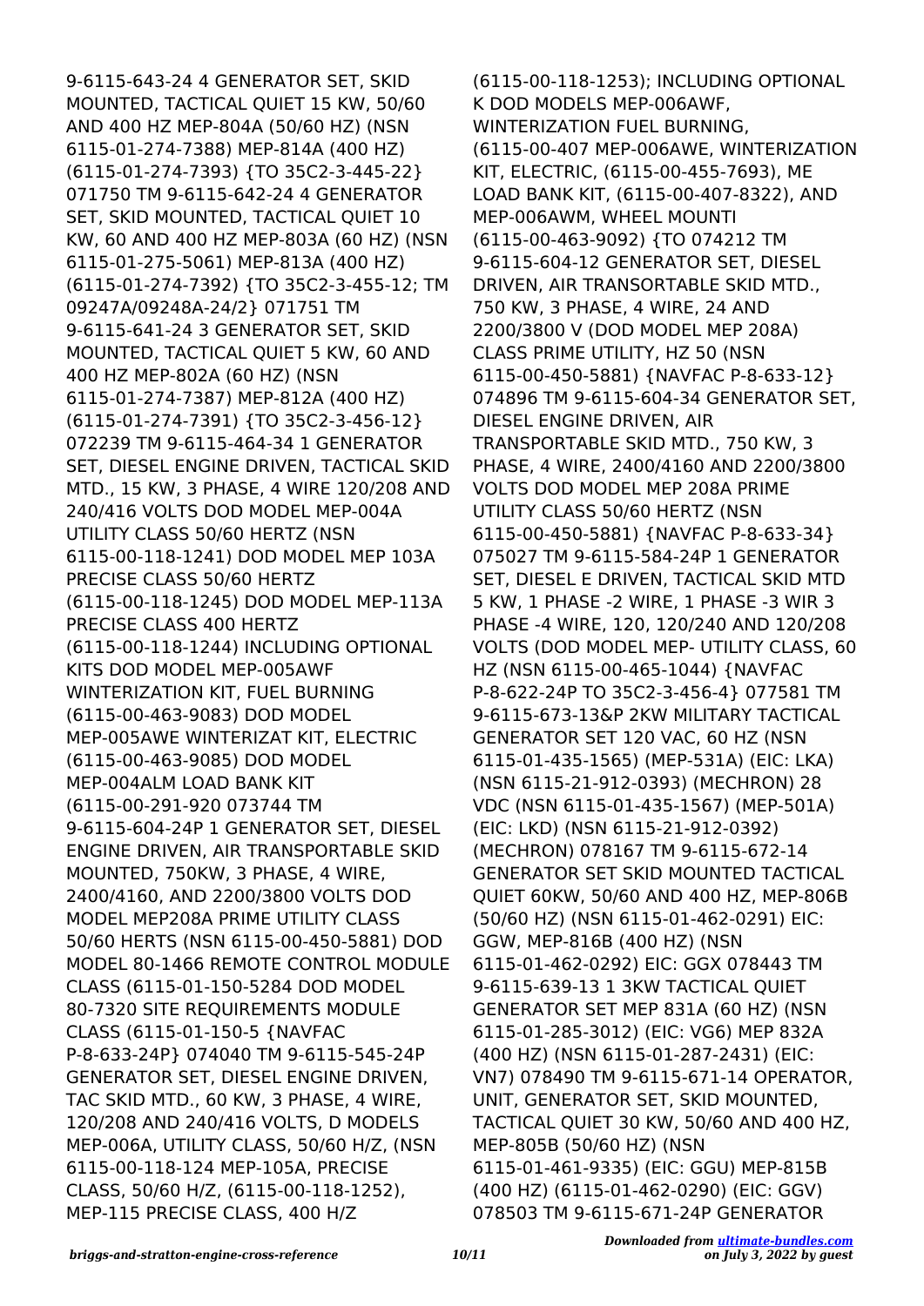9-6115-643-24 4 GENERATOR SET, SKID MOUNTED, TACTICAL QUIET 15 KW, 50/60 AND 400 HZ MEP-804A (50/60 HZ) (NSN 6115-01-274-7388) MEP-814A (400 HZ) (6115-01-274-7393) {TO 35C2-3-445-22} 071750 TM 9-6115-642-24 4 GENERATOR SET, SKID MOUNTED, TACTICAL QUIET 10 KW, 60 AND 400 HZ MEP-803A (60 HZ) (NSN 6115-01-275-5061) MEP-813A (400 HZ) (6115-01-274-7392) {TO 35C2-3-455-12; TM 09247A/09248A-24/2} 071751 TM 9-6115-641-24 3 GENERATOR SET, SKID MOUNTED, TACTICAL QUIET 5 KW, 60 AND 400 HZ MEP-802A (60 HZ) (NSN 6115-01-274-7387) MEP-812A (400 HZ) (6115-01-274-7391) {TO 35C2-3-456-12} 072239 TM 9-6115-464-34 1 GENERATOR SET, DIESEL ENGINE DRIVEN, TACTICAL SKID MTD., 15 KW, 3 PHASE, 4 WIRE 120/208 AND 240/416 VOLTS DOD MODEL MEP-004A UTILITY CLASS 50/60 HERTZ (NSN 6115-00-118-1241) DOD MODEL MEP 103A PRECISE CLASS 50/60 HERTZ (6115-00-118-1245) DOD MODEL MEP-113A PRECISE CLASS 400 HERTZ (6115-00-118-1244) INCLUDING OPTIONAL KITS DOD MODEL MEP-005AWF WINTERIZATION KIT, FUEL BURNING (6115-00-463-9083) DOD MODEL MEP-005AWE WINTERIZAT KIT, ELECTRIC (6115-00-463-9085) DOD MODEL MEP-004ALM LOAD BANK KIT (6115-00-291-920 073744 TM 9-6115-604-24P 1 GENERATOR SET, DIESEL ENGINE DRIVEN, AIR TRANSPORTABLE SKID MOUNTED, 750KW, 3 PHASE, 4 WIRE, 2400/4160, AND 2200/3800 VOLTS DOD MODEL MEP208A PRIME UTILITY CLASS 50/60 HERTS (NSN 6115-00-450-5881) DOD MODEL 80-1466 REMOTE CONTROL MODULE CLASS (6115-01-150-5284 DOD MODEL 80-7320 SITE REQUIREMENTS MODULE CLASS (6115-01-150-5 {NAVFAC P-8-633-24P} 074040 TM 9-6115-545-24P GENERATOR SET, DIESEL ENGINE DRIVEN, TAC SKID MTD., 60 KW, 3 PHASE, 4 WIRE, 120/208 AND 240/416 VOLTS, D MODELS MEP-006A, UTILITY CLASS, 50/60 H/Z, (NSN 6115-00-118-124 MEP-105A, PRECISE CLASS, 50/60 H/Z, (6115-00-118-1252), MEP-115 PRECISE CLASS, 400 H/Z (6115-00-118-1253); INCLUDING OPTIONAL K DOD MODELS MEP-006AWF, WINTERIZATION FUEL BURNING, (6115-00-407 MEP-006AWE, WINTERIZATION KIT, ELECTRIC, (6115-00-455-7693), ME LOAD BANK KIT, (6115-00-407-8322), AND MEP-006AWM, WHEEL MOUNTI (6115-00-463-9092) {TO 074212 TM 9-6115-604-12 GENERATOR SET, DIESEL DRIVEN, AIR TRANSORTABLE SKID MTD., 750 KW, 3 PHASE, 4 WIRE, 24 AND 2200/3800 V (DOD MODEL MEP 208A) CLASS PRIME UTILITY, HZ 50 (NSN 6115-00-450-5881) {NAVFAC P-8-633-12} 074896 TM 9-6115-604-34 GENERATOR SET, DIESEL ENGINE DRIVEN, AIR TRANSPORTABLE SKID MTD., 750 KW, 3 PHASE, 4 WIRE, 2400/4160 AND 2200/3800 VOLTS DOD MODEL MEP 208A PRIME UTILITY CLASS 50/60 HERTZ (NSN 6115-00-450-5881) {NAVFAC P-8-633-34} 075027 TM 9-6115-584-24P 1 GENERATOR SET, DIESEL E DRIVEN, TACTICAL SKID MTD 5 KW, 1 PHASE -2 WIRE, 1 PHASE -3 WIR 3 PHASE -4 WIRE, 120, 120/240 AND 120/208 VOLTS (DOD MODEL MEP- UTILITY CLASS, 60 HZ (NSN 6115-00-465-1044) {NAVFAC P-8-622-24P TO 35C2-3-456-4} 077581 TM 9-6115-673-13&P 2KW MILITARY TACTICAL GENERATOR SET 120 VAC, 60 HZ (NSN 6115-01-435-1565) (MEP-531A) (EIC: LKA) (NSN 6115-21-912-0393) (MECHRON) 28 VDC (NSN 6115-01-435-1567) (MEP-501A) (EIC: LKD) (NSN 6115-21-912-0392) (MECHRON) 078167 TM 9-6115-672-14 GENERATOR SET SKID MOUNTED TACTICAL QUIET 60KW, 50/60 AND 400 HZ, MEP-806B (50/60 HZ) (NSN 6115-01-462-0291) EIC: GGW, MEP-816B (400 HZ) (NSN 6115-01-462-0292) EIC: GGX 078443 TM 9-6115-639-13 1 3KW TACTICAL QUIET GENERATOR SET MEP 831A (60 HZ) (NSN 6115-01-285-3012) (EIC: VG6) MEP 832A (400 HZ) (NSN 6115-01-287-2431) (EIC: VN7) 078490 TM 9-6115-671-14 OPERATOR, UNIT, GENERATOR SET, SKID MOUNTED, TACTICAL QUIET 30 KW, 50/60 AND 400 HZ, MEP-805B (50/60 HZ) (NSN 6115-01-461-9335) (EIC: GGU) MEP-815B (400 HZ) (6115-01-462-0290) (EIC: GGV) 078503 TM 9-6115-671-24P GENERATOR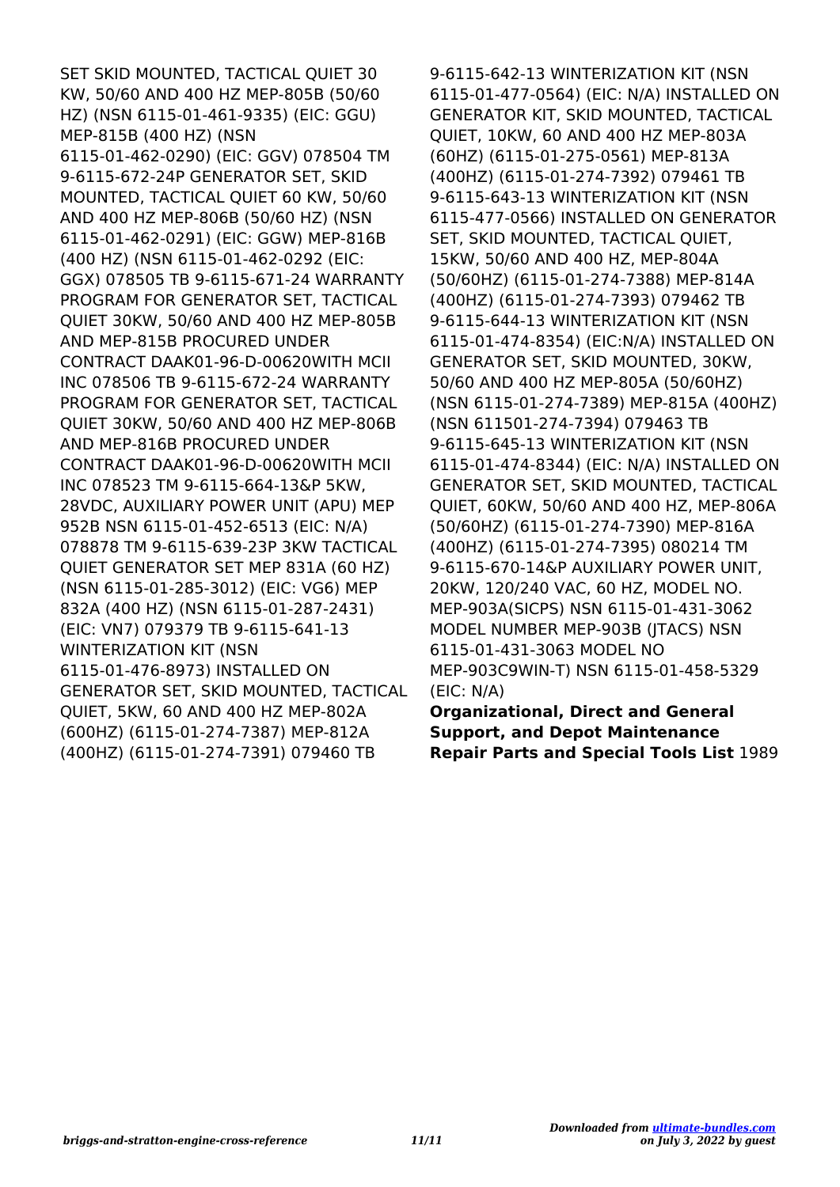SET SKID MOUNTED, TACTICAL QUIET 30 KW, 50/60 AND 400 HZ MEP-805B (50/60 HZ) (NSN 6115-01-461-9335) (EIC: GGU) MEP-815B (400 HZ) (NSN 6115-01-462-0290) (EIC: GGV) 078504 TM 9-6115-672-24P GENERATOR SET, SKID MOUNTED, TACTICAL QUIET 60 KW, 50/60 AND 400 HZ MEP-806B (50/60 HZ) (NSN 6115-01-462-0291) (EIC: GGW) MEP-816B (400 HZ) (NSN 6115-01-462-0292 (EIC: GGX) 078505 TB 9-6115-671-24 WARRANTY PROGRAM FOR GENERATOR SET, TACTICAL QUIET 30KW, 50/60 AND 400 HZ MEP-805B AND MEP-815B PROCURED UNDER CONTRACT DAAK01-96-D-00620WITH MCII INC 078506 TB 9-6115-672-24 WARRANTY PROGRAM FOR GENERATOR SET, TACTICAL QUIET 30KW, 50/60 AND 400 HZ MEP-806B AND MEP-816B PROCURED UNDER CONTRACT DAAK01-96-D-00620WITH MCII INC 078523 TM 9-6115-664-13&P 5KW, 28VDC, AUXILIARY POWER UNIT (APU) MEP 952B NSN 6115-01-452-6513 (EIC: N/A) 078878 TM 9-6115-639-23P 3KW TACTICAL QUIET GENERATOR SET MEP 831A (60 HZ) (NSN 6115-01-285-3012) (EIC: VG6) MEP 832A (400 HZ) (NSN 6115-01-287-2431) (EIC: VN7) 079379 TB 9-6115-641-13 WINTERIZATION KIT (NSN 6115-01-476-8973) INSTALLED ON GENERATOR SET, SKID MOUNTED, TACTICAL QUIET, 5KW, 60 AND 400 HZ MEP-802A (600HZ) (6115-01-274-7387) MEP-812A (400HZ) (6115-01-274-7391) 079460 TB 9-6115-642-13 WINTERIZATION KIT (NSN 6115-01-477-0564) (EIC: N/A) INSTALLED ON GENERATOR KIT, SKID MOUNTED, TACTICAL QUIET, 10KW, 60 AND 400 HZ MEP-803A (60HZ) (6115-01-275-0561) MEP-813A (400HZ) (6115-01-274-7392) 079461 TB 9-6115-643-13 WINTERIZATION KIT (NSN 6115-477-0566) INSTALLED ON GENERATOR SET, SKID MOUNTED, TACTICAL QUIET, 15KW, 50/60 AND 400 HZ, MEP-804A (50/60HZ) (6115-01-274-7388) MEP-814A (400HZ) (6115-01-274-7393) 079462 TB 9-6115-644-13 WINTERIZATION KIT (NSN 6115-01-474-8354) (EIC:N/A) INSTALLED ON GENERATOR SET, SKID MOUNTED, 30KW, 50/60 AND 400 HZ MEP-805A (50/60HZ) (NSN 6115-01-274-7389) MEP-815A (400HZ) (NSN 611501-274-7394) 079463 TB 9-6115-645-13 WINTERIZATION KIT (NSN 6115-01-474-8344) (EIC: N/A) INSTALLED ON GENERATOR SET, SKID MOUNTED, TACTICAL QUIET, 60KW, 50/60 AND 400 HZ, MEP-806A (50/60HZ) (6115-01-274-7390) MEP-816A (400HZ) (6115-01-274-7395) 080214 TM 9-6115-670-14&P AUXILIARY POWER UNIT, 20KW, 120/240 VAC, 60 HZ, MODEL NO. MEP-903A(SICPS) NSN 6115-01-431-3062 MODEL NUMBER MEP-903B (JTACS) NSN 6115-01-431-3063 MODEL NO MEP-903C9WIN-T) NSN 6115-01-458-5329 (EIC: N/A)

**Organizational, Direct and General Support, and Depot Maintenance Repair Parts and Special Tools List** 1989